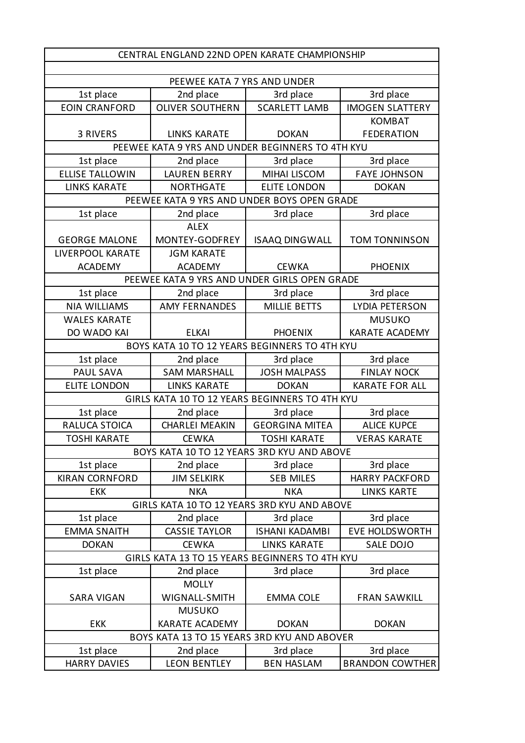| CENTRAL ENGLAND 22ND OPEN KARATE CHAMPIONSHIP | | | |
|---|---|---|---|
| | | | |
| PEEWEE KATA 7 YRS AND UNDER | | | |
| 1st place | 2nd place | 3rd place | 3rd place |
| EOIN CRANFORD | OLIVER SOUTHERN | SCARLETT LAMB | IMOGEN SLATTERY |
| 3 RIVERS | LINKS KARATE | DOKAN | KOMBAT FEDERATION |
| PEEWEE KATA 9 YRS AND UNDER BEGINNERS TO 4TH KYU | | | |
| 1st place | 2nd place | 3rd place | 3rd place |
| ELLISE TALLOWIN | LAUREN BERRY | MIHAI LISCOM | FAYE JOHNSON |
| LINKS KARATE | NORTHGATE | ELITE LONDON | DOKAN |
| PEEWEE KATA 9 YRS AND UNDER BOYS OPEN GRADE | | | |
| 1st place | 2nd place | 3rd place | 3rd place |
| GEORGE MALONE | ALEX MONTEY-GODFREY | ISAAQ DINGWALL | TOM TONNINSON |
| LIVERPOOL KARATE ACADEMY | JGM KARATE ACADEMY | CEWKA | PHOENIX |
| PEEWEE KATA 9 YRS AND UNDER GIRLS OPEN GRADE | | | |
| 1st place | 2nd place | 3rd place | 3rd place |
| NIA WILLIAMS | AMY FERNANDES | MILLIE BETTS | LYDIA PETERSON |
| WALES KARATE DO WADO KAI | ELKAI | PHOENIX | MUSUKO KARATE ACADEMY |
| BOYS KATA 10 TO 12 YEARS BEGINNERS TO 4TH KYU | | | |
| 1st place | 2nd place | 3rd place | 3rd place |
| PAUL SAVA | SAM MARSHALL | JOSH MALPASS | FINLAY NOCK |
| ELITE LONDON | LINKS KARATE | DOKAN | KARATE FOR ALL |
| GIRLS KATA 10 TO 12 YEARS BEGINNERS TO 4TH KYU | | | |
| 1st place | 2nd place | 3rd place | 3rd place |
| RALUCA STOICA | CHARLEI MEAKIN | GEORGINA MITEA | ALICE KUPCE |
| TOSHI KARATE | CEWKA | TOSHI KARATE | VERAS KARATE |
| BOYS KATA 10 TO 12 YEARS 3RD KYU AND ABOVE | | | |
| 1st place | 2nd place | 3rd place | 3rd place |
| KIRAN CORNFORD | JIM SELKIRK | SEB MILES | HARRY PACKFORD |
| EKK | NKA | NKA | LINKS KARTE |
| GIRLS KATA 10 TO 12 YEARS 3RD KYU AND ABOVE | | | |
| 1st place | 2nd place | 3rd place | 3rd place |
| EMMA SNAITH | CASSIE TAYLOR | ISHANI KADAMBI | EVE HOLDSWORTH |
| DOKAN | CEWKA | LINKS KARATE | SALE DOJO |
| GIRLS KATA 13 TO 15 YEARS BEGINNERS TO 4TH KYU | | | |
| 1st place | 2nd place | 3rd place | 3rd place |
| SARA VIGAN | MOLLY WIGNALL-SMITH | EMMA COLE | FRAN SAWKILL |
| EKK | MUSUKO KARATE ACADEMY | DOKAN | DOKAN |
| BOYS KATA 13 TO 15 YEARS 3RD KYU AND ABOVER | | | |
| 1st place | 2nd place | 3rd place | 3rd place |
| HARRY DAVIES | LEON BENTLEY | BEN HASLAM | BRANDON COWTHER |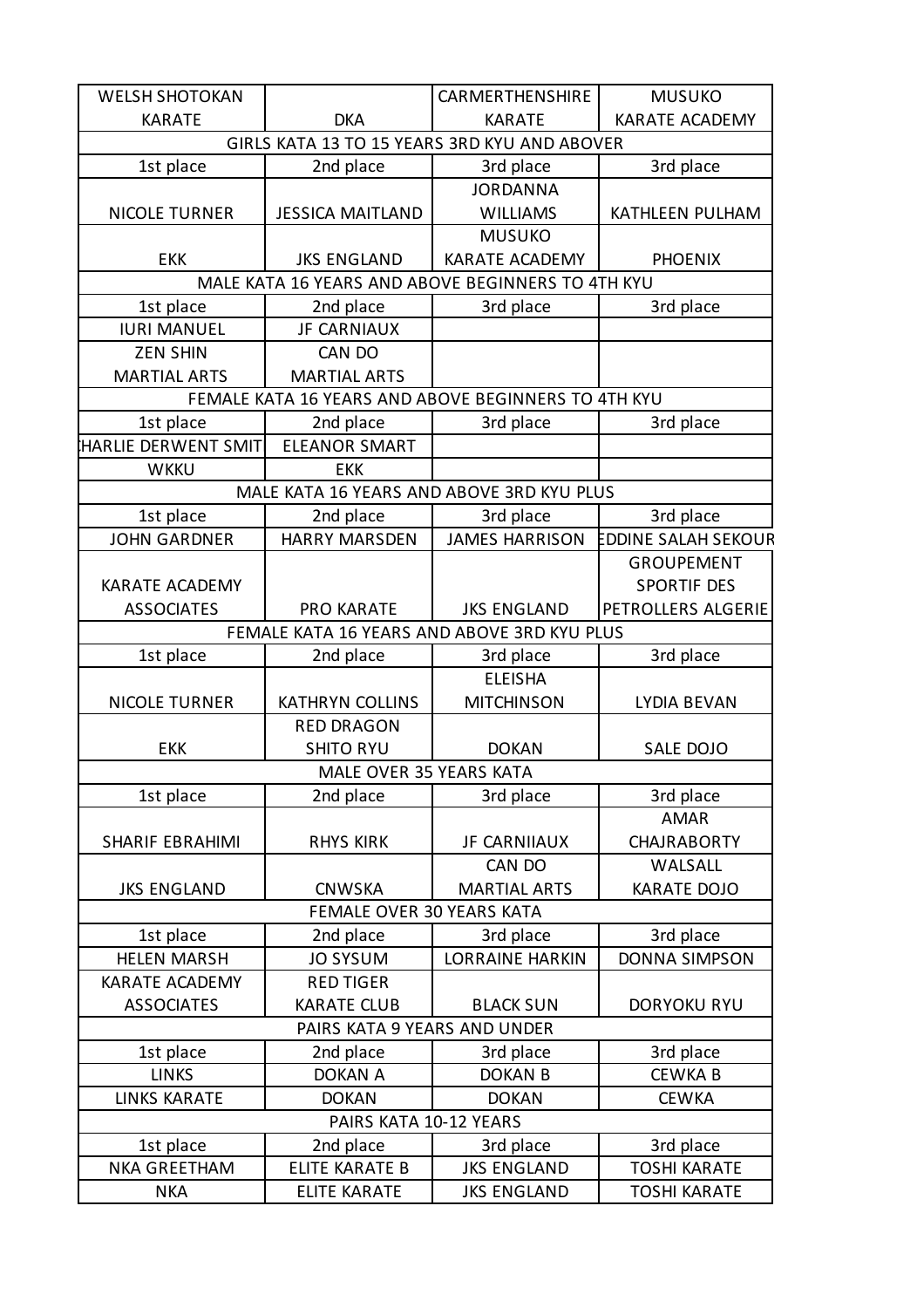| WELSH SHOTOKAN KARATE | DKA | CARMERTHENSHIRE KARATE | MUSUKO KARATE ACADEMY |
|---|---|---|---|
| GIRLS KATA 13 TO 15 YEARS 3RD KYU AND ABOVER | | | |
| 1st place | 2nd place | 3rd place | 3rd place |
| NICOLE TURNER | JESSICA MAITLAND | JORDANNA WILLIAMS | KATHLEEN PULHAM |
| EKK | JKS ENGLAND | MUSUKO KARATE ACADEMY | PHOENIX |
| MALE KATA 16 YEARS AND ABOVE BEGINNERS TO 4TH KYU | | | |
| 1st place | 2nd place | 3rd place | 3rd place |
| IURI MANUEL | JF CARNIAUX | | |
| ZEN SHIN MARTIAL ARTS | CAN DO MARTIAL ARTS | | |
| FEMALE KATA 16 YEARS AND ABOVE BEGINNERS TO 4TH KYU | | | |
| 1st place | 2nd place | 3rd place | 3rd place |
| HARLIE DERWENT SMIT | ELEANOR SMART | | |
| WKKU | EKK | | |
| MALE KATA 16 YEARS AND ABOVE 3RD KYU PLUS | | | |
| 1st place | 2nd place | 3rd place | 3rd place |
| JOHN GARDNER | HARRY MARSDEN | JAMES HARRISON | EDDINE SALAH SEKOUR |
| KARATE ACADEMY ASSOCIATES | PRO KARATE | JKS ENGLAND | GROUPEMENT SPORTIF DES PETROLLERS ALGERIE |
| FEMALE KATA 16 YEARS AND ABOVE 3RD KYU PLUS | | | |
| 1st place | 2nd place | 3rd place | 3rd place |
| NICOLE TURNER | KATHRYN COLLINS | ELEISHA MITCHINSON | LYDIA BEVAN |
| EKK | RED DRAGON SHITO RYU | DOKAN | SALE DOJO |
| MALE OVER 35 YEARS KATA | | | |
| 1st place | 2nd place | 3rd place | 3rd place |
| SHARIF EBRAHIMI | RHYS KIRK | JF CARNIIAUX | AMAR CHAJRABORTY |
| JKS ENGLAND | CNWSKA | CAN DO MARTIAL ARTS | WALSALL KARATE DOJO |
| FEMALE OVER 30 YEARS KATA | | | |
| 1st place | 2nd place | 3rd place | 3rd place |
| HELEN MARSH | JO SYSUM | LORRAINE HARKIN | DONNA SIMPSON |
| KARATE ACADEMY ASSOCIATES | RED TIGER KARATE CLUB | BLACK SUN | DORYOKU RYU |
| PAIRS KATA 9 YEARS AND UNDER | | | |
| 1st place | 2nd place | 3rd place | 3rd place |
| LINKS | DOKAN A | DOKAN B | CEWKA B |
| LINKS KARATE | DOKAN | DOKAN | CEWKA |
| PAIRS KATA 10-12 YEARS | | | |
| 1st place | 2nd place | 3rd place | 3rd place |
| NKA GREETHAM | ELITE KARATE B | JKS ENGLAND | TOSHI KARATE |
| NKA | ELITE KARATE | JKS ENGLAND | TOSHI KARATE |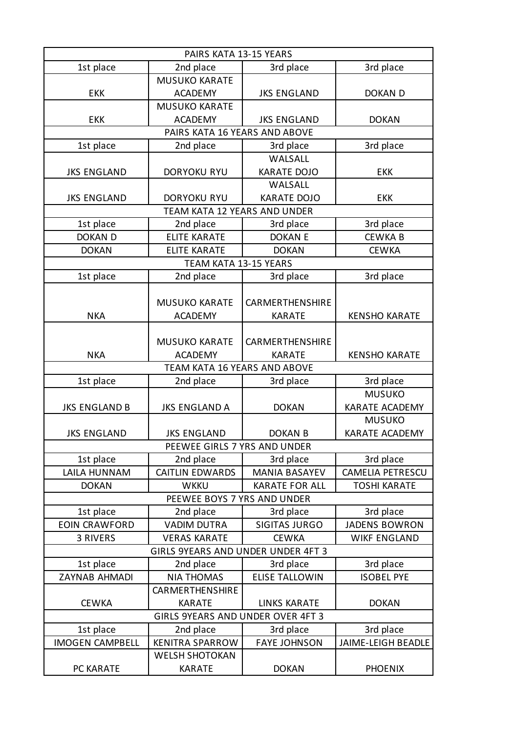| PAIRS KATA 13-15 YEARS | | | |
|---|---|---|---|
| 1st place | 2nd place | 3rd place | 3rd place |
| EKK | MUSUKO KARATE ACADEMY | JKS ENGLAND | DOKAN D |
| EKK | MUSUKO KARATE ACADEMY | JKS ENGLAND | DOKAN |
| PAIRS KATA 16 YEARS AND ABOVE | | | |
| 1st place | 2nd place | 3rd place | 3rd place |
| JKS ENGLAND | DORYOKU RYU | WALSALL KARATE DOJO | EKK |
| JKS ENGLAND | DORYOKU RYU | WALSALL KARATE DOJO | EKK |
| TEAM KATA 12 YEARS AND UNDER | | | |
| 1st place | 2nd place | 3rd place | 3rd place |
| DOKAN D | ELITE KARATE | DOKAN E | CEWKA B |
| DOKAN | ELITE KARATE | DOKAN | CEWKA |
| TEAM KATA 13-15 YEARS | | | |
| 1st place | 2nd place | 3rd place | 3rd place |
| NKA | MUSUKO KARATE ACADEMY | CARMERTHENSHIRE KARATE | KENSHO KARATE |
| NKA | MUSUKO KARATE ACADEMY | CARMERTHENSHIRE KARATE | KENSHO KARATE |
| TEAM KATA 16 YEARS AND ABOVE | | | |
| 1st place | 2nd place | 3rd place | 3rd place |
| JKS ENGLAND B | JKS ENGLAND A | DOKAN | MUSUKO KARATE ACADEMY |
| JKS ENGLAND | JKS ENGLAND | DOKAN B | MUSUKO KARATE ACADEMY |
| PEEWEE GIRLS 7 YRS AND UNDER | | | |
| 1st place | 2nd place | 3rd place | 3rd place |
| LAILA HUNNAM | CAITLIN EDWARDS | MANIA BASAYEV | CAMELIA PETRESCU |
| DOKAN | WKKU | KARATE FOR ALL | TOSHI KARATE |
| PEEWEE BOYS 7 YRS AND UNDER | | | |
| 1st place | 2nd place | 3rd place | 3rd place |
| EOIN CRAWFORD | VADIM DUTRA | SIGITAS JURGO | JADENS BOWRON |
| 3 RIVERS | VERAS KARATE | CEWKA | WIKF ENGLAND |
| GIRLS 9YEARS AND UNDER UNDER 4FT 3 | | | |
| 1st place | 2nd place | 3rd place | 3rd place |
| ZAYNAB AHMADI | NIA THOMAS | ELISE TALLOWIN | ISOBEL PYE |
| CEWKA | CARMERTHENSHIRE KARATE | LINKS KARATE | DOKAN |
| GIRLS 9YEARS AND UNDER OVER 4FT 3 | | | |
| 1st place | 2nd place | 3rd place | 3rd place |
| IMOGEN CAMPBELL | KENITRA SPARROW | FAYE JOHNSON | JAIME-LEIGH BEADLE |
| PC KARATE | WELSH SHOTOKAN KARATE | DOKAN | PHOENIX |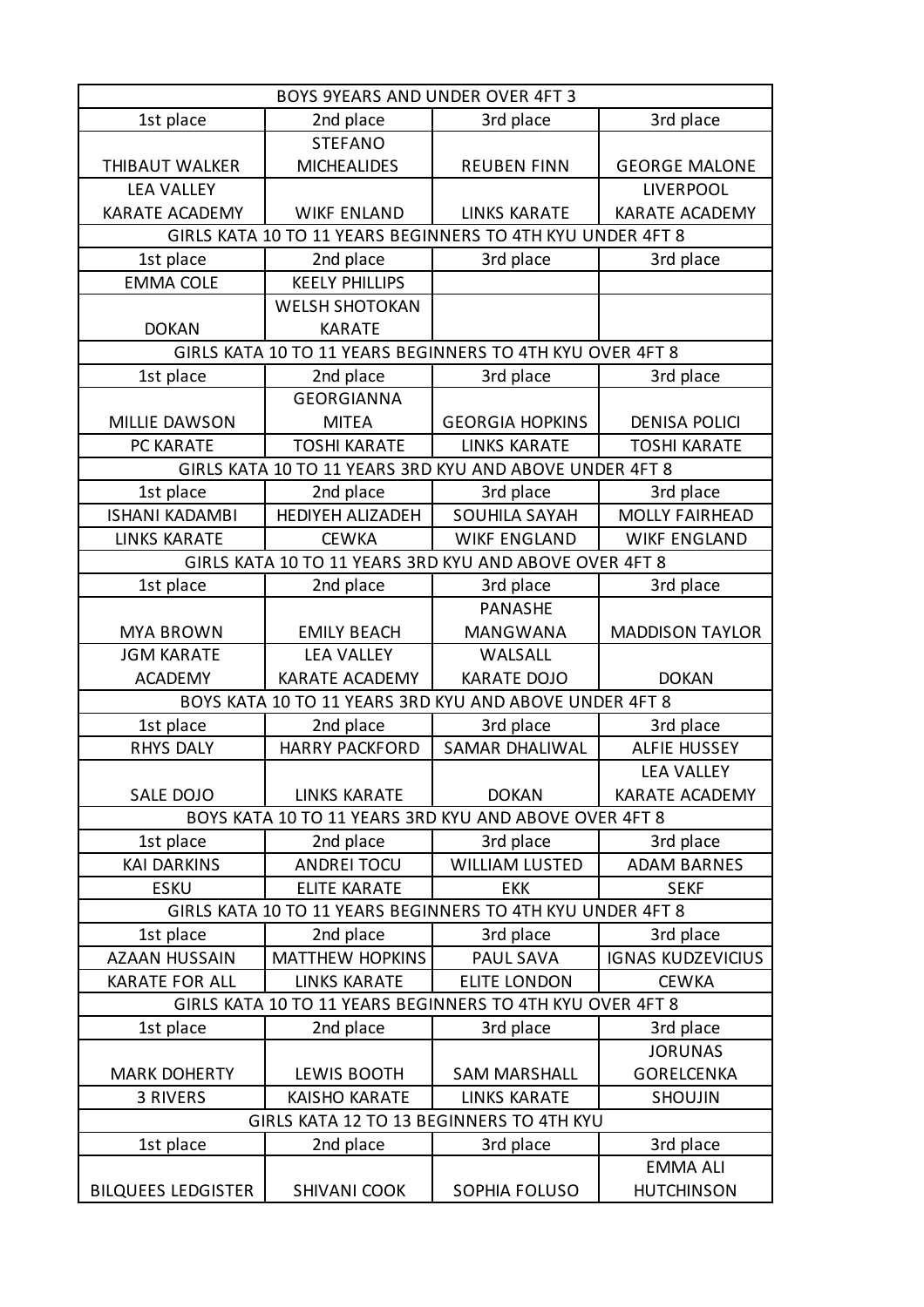| BOYS 9YEARS AND UNDER OVER 4FT 3 | | | |
|---|---|---|---|
| 1st place | 2nd place | 3rd place | 3rd place |
| THIBAUT WALKER | STEFANO MICHEALIDES | REUBEN FINN | GEORGE MALONE |
| LEA VALLEY KARATE ACADEMY | WIKF ENLAND | LINKS KARATE | LIVERPOOL KARATE ACADEMY |
| GIRLS KATA 10 TO 11 YEARS BEGINNERS TO 4TH KYU UNDER 4FT 8 | | | |
| 1st place | 2nd place | 3rd place | 3rd place |
| EMMA COLE | KEELY PHILLIPS | | |
| DOKAN | WELSH SHOTOKAN KARATE | | |
| GIRLS KATA 10 TO 11 YEARS BEGINNERS TO 4TH KYU OVER 4FT 8 | | | |
| 1st place | 2nd place | 3rd place | 3rd place |
| MILLIE DAWSON | GEORGIANNA MITEA | GEORGIA HOPKINS | DENISA POLICI |
| PC KARATE | TOSHI KARATE | LINKS KARATE | TOSHI KARATE |
| GIRLS KATA 10 TO 11 YEARS 3RD KYU AND ABOVE UNDER 4FT 8 | | | |
| 1st place | 2nd place | 3rd place | 3rd place |
| ISHANI KADAMBI | HEDIYEH ALIZADEH | SOUHILA SAYAH | MOLLY FAIRHEAD |
| LINKS KARATE | CEWKA | WIKF ENGLAND | WIKF ENGLAND |
| GIRLS KATA 10 TO 11 YEARS 3RD KYU AND ABOVE OVER 4FT 8 | | | |
| 1st place | 2nd place | 3rd place | 3rd place |
| MYA BROWN | EMILY BEACH | PANASHE MANGWANA | MADDISON TAYLOR |
| JGM KARATE ACADEMY | LEA VALLEY KARATE ACADEMY | WALSALL KARATE DOJO | DOKAN |
| BOYS KATA 10 TO 11 YEARS 3RD KYU AND ABOVE UNDER 4FT 8 | | | |
| 1st place | 2nd place | 3rd place | 3rd place |
| RHYS DALY | HARRY PACKFORD | SAMAR DHALIWAL | ALFIE HUSSEY |
| SALE DOJO | LINKS KARATE | DOKAN | LEA VALLEY KARATE ACADEMY |
| BOYS KATA 10 TO 11 YEARS 3RD KYU AND ABOVE OVER 4FT 8 | | | |
| 1st place | 2nd place | 3rd place | 3rd place |
| KAI DARKINS | ANDREI TOCU | WILLIAM LUSTED | ADAM BARNES |
| ESKU | ELITE KARATE | EKK | SEKF |
| GIRLS KATA 10 TO 11 YEARS BEGINNERS TO 4TH KYU UNDER 4FT 8 | | | |
| 1st place | 2nd place | 3rd place | 3rd place |
| AZAAN HUSSAIN | MATTHEW HOPKINS | PAUL SAVA | IGNAS KUDZEVICIUS |
| KARATE FOR ALL | LINKS KARATE | ELITE LONDON | CEWKA |
| GIRLS KATA 10 TO 11 YEARS BEGINNERS TO 4TH KYU OVER 4FT 8 | | | |
| 1st place | 2nd place | 3rd place | 3rd place |
| MARK DOHERTY | LEWIS BOOTH | SAM MARSHALL | JORUNAS GORELCENKA |
| 3 RIVERS | KAISHO KARATE | LINKS KARATE | SHOUJIN |
| GIRLS KATA 12 TO 13 BEGINNERS TO 4TH KYU | | | |
| 1st place | 2nd place | 3rd place | 3rd place |
| BILQUEES LEDGISTER | SHIVANI COOK | SOPHIA FOLUSO | EMMA ALI HUTCHINSON |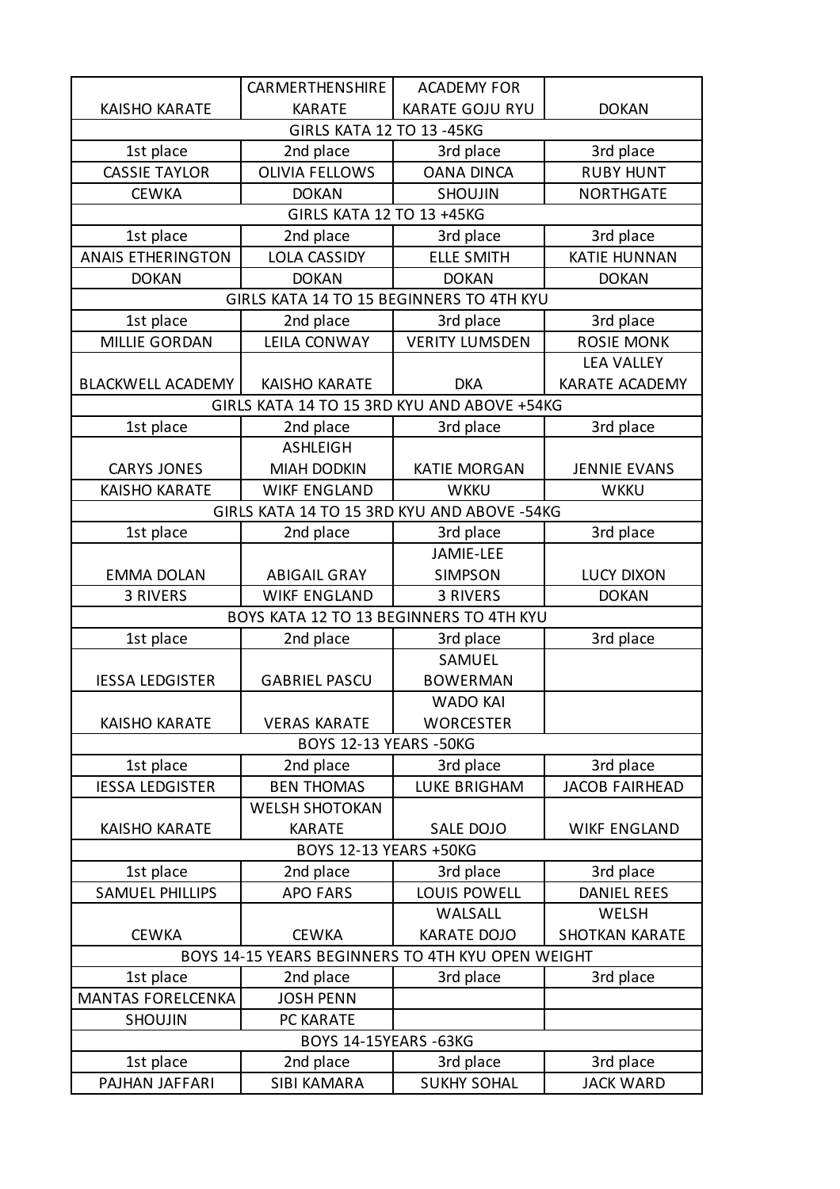| KAISHO KARATE | CARMERTHENSHIRE KARATE | ACADEMY FOR KARATE GOJU RYU | DOKAN |
|---|---|---|---|
| GIRLS KATA 12 TO 13 -45KG | | | |
| 1st place | 2nd place | 3rd place | 3rd place |
| CASSIE TAYLOR | OLIVIA FELLOWS | OANA DINCA | RUBY HUNT |
| CEWKA | DOKAN | SHOUJIN | NORTHGATE |
| GIRLS KATA 12 TO 13 +45KG | | | |
| 1st place | 2nd place | 3rd place | 3rd place |
| ANAIS ETHERINGTON | LOLA CASSIDY | ELLE SMITH | KATIE HUNNAN |
| DOKAN | DOKAN | DOKAN | DOKAN |
| GIRLS KATA 14 TO 15 BEGINNERS TO 4TH KYU | | | |
| 1st place | 2nd place | 3rd place | 3rd place |
| MILLIE GORDAN | LEILA CONWAY | VERITY LUMSDEN | ROSIE MONK |
| BLACKWELL ACADEMY | KAISHO KARATE | DKA | LEA VALLEY KARATE ACADEMY |
| GIRLS KATA 14 TO 15 3RD KYU AND ABOVE +54KG | | | |
| 1st place | 2nd place | 3rd place | 3rd place |
| CARYS JONES | ASHLEIGH MIAH DODKIN | KATIE MORGAN | JENNIE EVANS |
| KAISHO KARATE | WIKF ENGLAND | WKKU | WKKU |
| GIRLS KATA 14 TO 15 3RD KYU AND ABOVE -54KG | | | |
| 1st place | 2nd place | 3rd place | 3rd place |
| EMMA DOLAN | ABIGAIL GRAY | JAMIE-LEE SIMPSON | LUCY DIXON |
| 3 RIVERS | WIKF ENGLAND | 3 RIVERS | DOKAN |
| BOYS KATA 12 TO 13 BEGINNERS TO 4TH KYU | | | |
| 1st place | 2nd place | 3rd place | 3rd place |
| IESSA LEDGISTER | GABRIEL PASCU | SAMUEL BOWERMAN | |
| KAISHO KARATE | VERAS KARATE | WADO KAI WORCESTER | |
| BOYS 12-13 YEARS -50KG | | | |
| 1st place | 2nd place | 3rd place | 3rd place |
| IESSA LEDGISTER | BEN THOMAS | LUKE BRIGHAM | JACOB FAIRHEAD |
| KAISHO KARATE | WELSH SHOTOKAN KARATE | SALE DOJO | WIKF ENGLAND |
| BOYS 12-13 YEARS +50KG | | | |
| 1st place | 2nd place | 3rd place | 3rd place |
| SAMUEL PHILLIPS | APO FARS | LOUIS POWELL | DANIEL REES |
| CEWKA | CEWKA | WALSALL KARATE DOJO | WELSH SHOTKAN KARATE |
| BOYS 14-15 YEARS BEGINNERS TO 4TH KYU OPEN WEIGHT | | | |
| 1st place | 2nd place | 3rd place | 3rd place |
| MANTAS FORELCENKA | JOSH PENN | | |
| SHOUJIN | PC KARATE | | |
| BOYS 14-15YEARS -63KG | | | |
| 1st place | 2nd place | 3rd place | 3rd place |
| PAJHAN JAFFARI | SIBI KAMARA | SUKHY SOHAL | JACK WARD |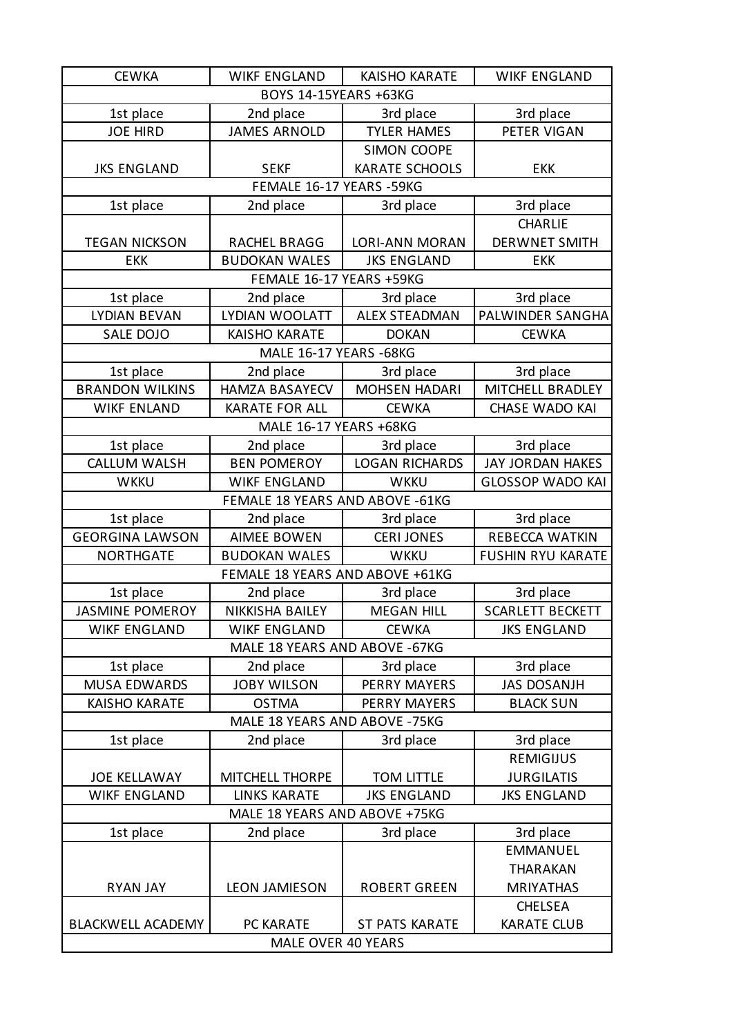| CEWKA | WIKF ENGLAND | KAISHO KARATE | WIKF ENGLAND |
|---|---|---|---|
| BOYS 14-15YEARS +63KG | | | |
| 1st place | 2nd place | 3rd place | 3rd place |
| JOE HIRD | JAMES ARNOLD | TYLER HAMES | PETER VIGAN |
| JKS ENGLAND | SEKF | SIMON COOPE KARATE SCHOOLS | EKK |
| FEMALE 16-17 YEARS -59KG | | | |
| 1st place | 2nd place | 3rd place | 3rd place |
| TEGAN NICKSON | RACHEL BRAGG | LORI-ANN MORAN | CHARLIE DERWNET SMITH |
| EKK | BUDOKAN WALES | JKS ENGLAND | EKK |
| FEMALE 16-17 YEARS +59KG | | | |
| 1st place | 2nd place | 3rd place | 3rd place |
| LYDIAN BEVAN | LYDIAN WOOLATT | ALEX STEADMAN | PALWINDER SANGHA |
| SALE DOJO | KAISHO KARATE | DOKAN | CEWKA |
| MALE 16-17 YEARS -68KG | | | |
| 1st place | 2nd place | 3rd place | 3rd place |
| BRANDON WILKINS | HAMZA BASAYECV | MOHSEN HADARI | MITCHELL BRADLEY |
| WIKF ENLAND | KARATE FOR ALL | CEWKA | CHASE WADO KAI |
| MALE 16-17 YEARS +68KG | | | |
| 1st place | 2nd place | 3rd place | 3rd place |
| CALLUM WALSH | BEN POMEROY | LOGAN RICHARDS | JAY JORDAN HAKES |
| WKKU | WIKF ENGLAND | WKKU | GLOSSOP WADO KAI |
| FEMALE 18 YEARS AND ABOVE -61KG | | | |
| 1st place | 2nd place | 3rd place | 3rd place |
| GEORGINA LAWSON | AIMEE BOWEN | CERI JONES | REBECCA WATKIN |
| NORTHGATE | BUDOKAN WALES | WKKU | FUSHIN RYU KARATE |
| FEMALE 18 YEARS AND ABOVE +61KG | | | |
| 1st place | 2nd place | 3rd place | 3rd place |
| JASMINE POMEROY | NIKKISHA BAILEY | MEGAN HILL | SCARLETT BECKETT |
| WIKF ENGLAND | WIKF ENGLAND | CEWKA | JKS ENGLAND |
| MALE 18 YEARS AND ABOVE -67KG | | | |
| 1st place | 2nd place | 3rd place | 3rd place |
| MUSA EDWARDS | JOBY WILSON | PERRY MAYERS | JAS DOSANJH |
| KAISHO KARATE | OSTMA | PERRY MAYERS | BLACK SUN |
| MALE 18 YEARS AND ABOVE -75KG | | | |
| 1st place | 2nd place | 3rd place | 3rd place |
| JOE KELLAWAY | MITCHELL THORPE | TOM LITTLE | REMIGIJUS JURGILATIS |
| WIKF ENGLAND | LINKS KARATE | JKS ENGLAND | JKS ENGLAND |
| MALE 18 YEARS AND ABOVE +75KG | | | |
| 1st place | 2nd place | 3rd place | 3rd place |
| RYAN JAY | LEON JAMIESON | ROBERT GREEN | EMMANUEL THARAKAN MRIYATHAS |
| BLACKWELL ACADEMY | PC KARATE | ST PATS KARATE | CHELSEA KARATE CLUB |
| MALE OVER 40 YEARS | | | |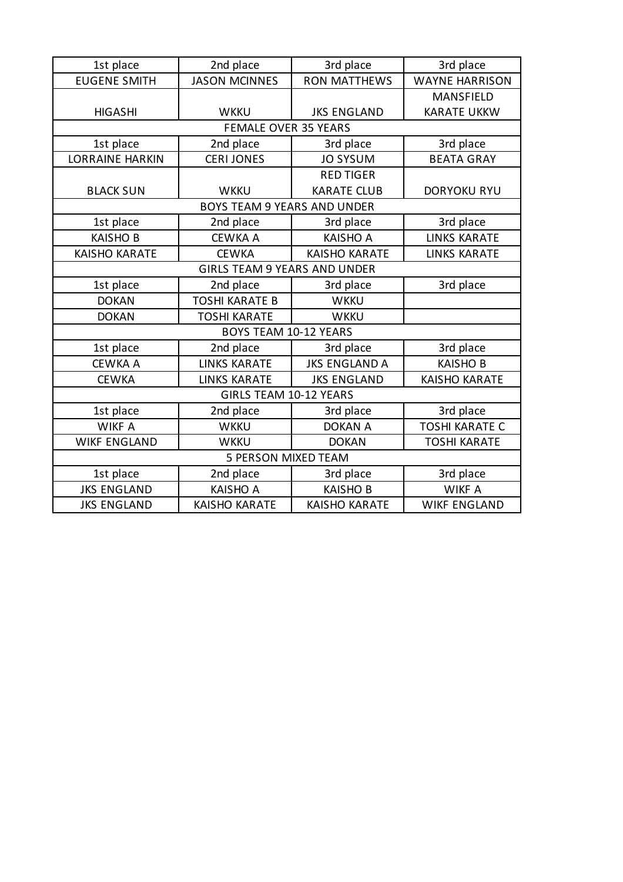| 1st place | 2nd place | 3rd place | 3rd place |
| --- | --- | --- | --- |
| EUGENE SMITH | JASON MCINNES | RON MATTHEWS | WAYNE HARRISON |
| HIGASHI | WKKU | JKS ENGLAND | MANSFIELD KARATE UKKW |
| FEMALE OVER 35 YEARS | | | |
| 1st place | 2nd place | 3rd place | 3rd place |
| LORRAINE HARKIN | CERI JONES | JO SYSUM | BEATA GRAY |
| BLACK SUN | WKKU | RED TIGER KARATE CLUB | DORYOKU RYU |
| BOYS TEAM 9 YEARS AND UNDER | | | |
| 1st place | 2nd place | 3rd place | 3rd place |
| KAISHO B | CEWKA A | KAISHO A | LINKS KARATE |
| KAISHO KARATE | CEWKA | KAISHO KARATE | LINKS KARATE |
| GIRLS TEAM 9 YEARS AND UNDER | | | |
| 1st place | 2nd place | 3rd place | 3rd place |
| DOKAN | TOSHI KARATE B | WKKU | |
| DOKAN | TOSHI KARATE | WKKU | |
| BOYS TEAM 10-12 YEARS | | | |
| 1st place | 2nd place | 3rd place | 3rd place |
| CEWKA A | LINKS KARATE | JKS ENGLAND A | KAISHO B |
| CEWKA | LINKS KARATE | JKS ENGLAND | KAISHO KARATE |
| GIRLS TEAM 10-12 YEARS | | | |
| 1st place | 2nd place | 3rd place | 3rd place |
| WIKF A | WKKU | DOKAN A | TOSHI KARATE C |
| WIKF ENGLAND | WKKU | DOKAN | TOSHI KARATE |
| 5 PERSON MIXED TEAM | | | |
| 1st place | 2nd place | 3rd place | 3rd place |
| JKS ENGLAND | KAISHO A | KAISHO B | WIKF A |
| JKS ENGLAND | KAISHO KARATE | KAISHO KARATE | WIKF ENGLAND |